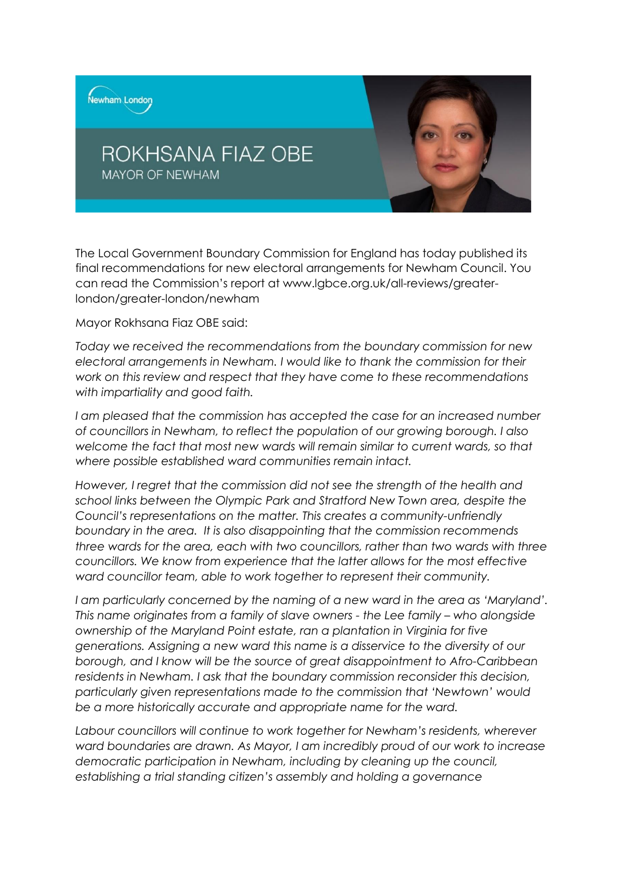Newham London

# ROKHSANA FIAZ OBE

MAYOR OF NEWHAM

The Local Government Boundary Commission for England has today published its final recommendations for new electoral arrangements for Newham Council. You can read the Commission's report at www.lgbce.org.uk/all-reviews/greater-london/greater-london/newham

Mayor Rokhsana Fiaz OBE said:

*Today we received the recommendations from the boundary commission for new electoral arrangements in Newham. I would like to thank the commission for their work on this review and respect that they have come to these recommendations with impartiality and good faith.*

*I am pleased that the commission has accepted the case for an increased number of councillors in Newham, to reflect the population of our growing borough. I also welcome the fact that most new wards will remain similar to current wards, so that where possible established ward communities remain intact.*

*However, I regret that the commission did not see the strength of the health and school links between the Olympic Park and Stratford New Town area, despite the Council's representations on the matter. This creates a community-unfriendly boundary in the area. It is also disappointing that the commission recommends three wards for the area, each with two councillors, rather than two wards with three councillors. We know from experience that the latter allows for the most effective ward councillor team, able to work together to represent their community.*

*I am particularly concerned by the naming of a new ward in the area as 'Maryland'. This name originates from a family of slave owners - the Lee family – who alongside ownership of the Maryland Point estate, ran a plantation in Virginia for five generations. Assigning a new ward this name is a disservice to the diversity of our borough, and I know will be the source of great disappointment to Afro-Caribbean residents in Newham. I ask that the boundary commission reconsider this decision, particularly given representations made to the commission that 'Newtown' would be a more historically accurate and appropriate name for the ward.*

*Labour councillors will continue to work together for Newham's residents, wherever ward boundaries are drawn. As Mayor, I am incredibly proud of our work to increase democratic participation in Newham, including by cleaning up the council, establishing a trial standing citizen's assembly and holding a governance*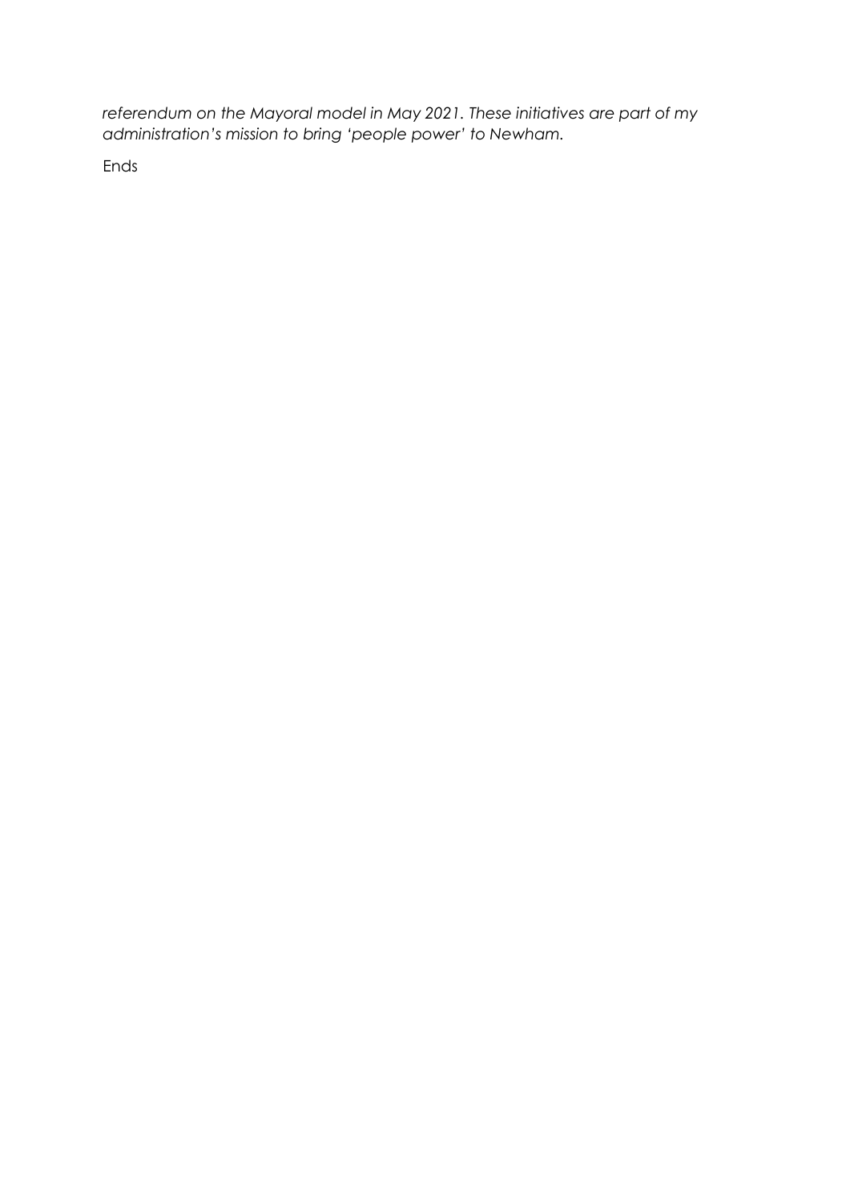*referendum on the Mayoral model in May 2021. These initiatives are part of my administration's mission to bring 'people power' to Newham.*

Ends